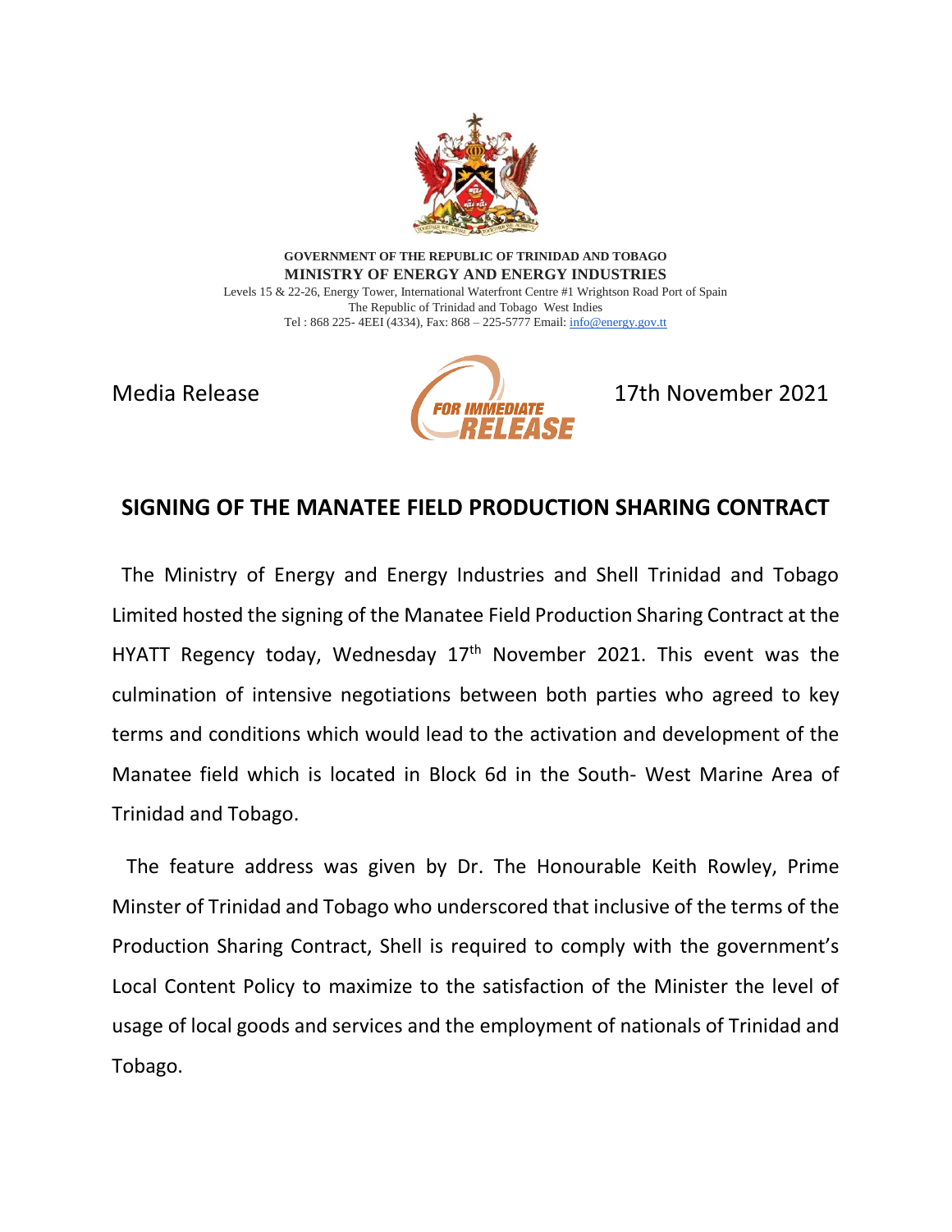GOVERNMENT OF THE REPUBLIC OF TRINIDAD AND TOBAGO
**MINISTRY OF ENERGY AND ENERGY INDUSTRIES**
Levels 15 & 22-26, Energy Tower, International Waterfront Centre #1 Wrightson Road Port of Spain
The Republic of Trinidad and Tobago West Indies
Tel : 868 225- 4EEI (4334), Fax: 868 – 225-5777 Email: info@energy.gov.tt

Media Release — FOR IMMEDIATE RELEASE — 17th November 2021

# SIGNING OF THE MANATEE FIELD PRODUCTION SHARING CONTRACT

The Ministry of Energy and Energy Industries and Shell Trinidad and Tobago Limited hosted the signing of the Manatee Field Production Sharing Contract at the HYATT Regency today, Wednesday 17th November 2021. This event was the culmination of intensive negotiations between both parties who agreed to key terms and conditions which would lead to the activation and development of the Manatee field which is located in Block 6d in the South- West Marine Area of Trinidad and Tobago.

The feature address was given by Dr. The Honourable Keith Rowley, Prime Minster of Trinidad and Tobago who underscored that inclusive of the terms of the Production Sharing Contract, Shell is required to comply with the government's Local Content Policy to maximize to the satisfaction of the Minister the level of usage of local goods and services and the employment of nationals of Trinidad and Tobago.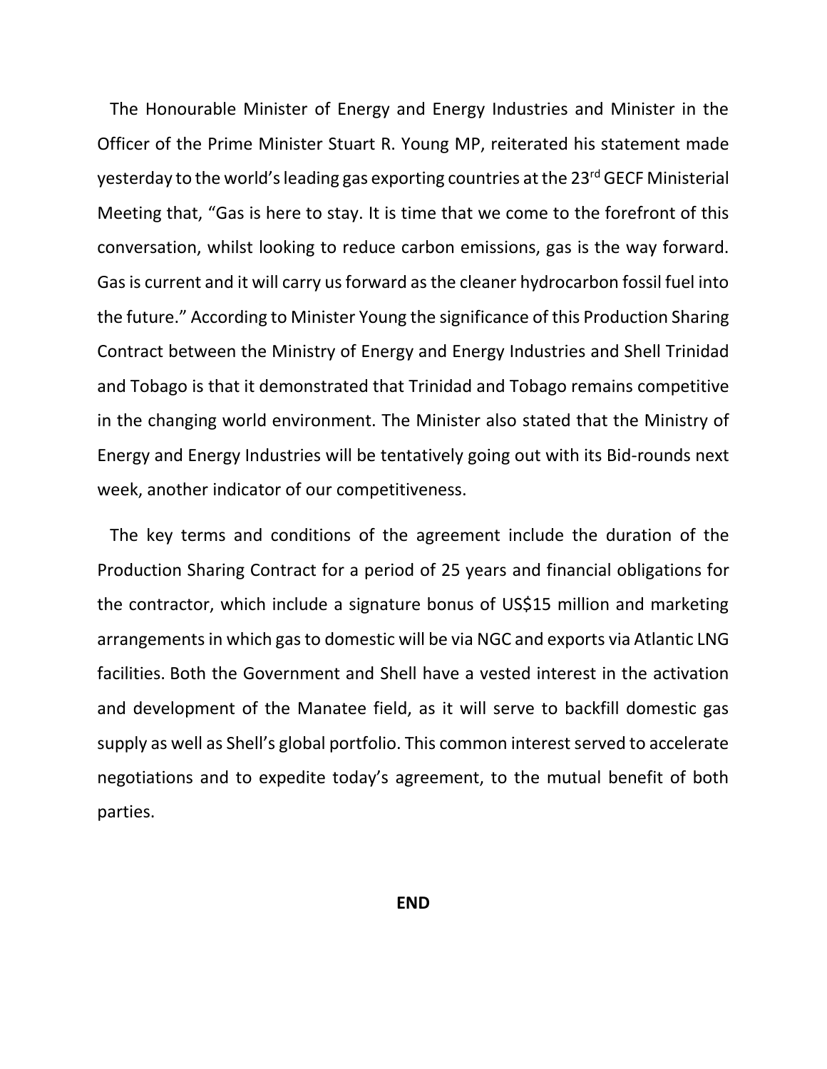The Honourable Minister of Energy and Energy Industries and Minister in the Officer of the Prime Minister Stuart R. Young MP, reiterated his statement made yesterday to the world's leading gas exporting countries at the 23rd GECF Ministerial Meeting that, "Gas is here to stay. It is time that we come to the forefront of this conversation, whilst looking to reduce carbon emissions, gas is the way forward. Gas is current and it will carry us forward as the cleaner hydrocarbon fossil fuel into the future." According to Minister Young the significance of this Production Sharing Contract between the Ministry of Energy and Energy Industries and Shell Trinidad and Tobago is that it demonstrated that Trinidad and Tobago remains competitive in the changing world environment. The Minister also stated that the Ministry of Energy and Energy Industries will be tentatively going out with its Bid-rounds next week, another indicator of our competitiveness.

The key terms and conditions of the agreement include the duration of the Production Sharing Contract for a period of 25 years and financial obligations for the contractor, which include a signature bonus of US$15 million and marketing arrangements in which gas to domestic will be via NGC and exports via Atlantic LNG facilities. Both the Government and Shell have a vested interest in the activation and development of the Manatee field, as it will serve to backfill domestic gas supply as well as Shell's global portfolio. This common interest served to accelerate negotiations and to expedite today's agreement, to the mutual benefit of both parties.

**END**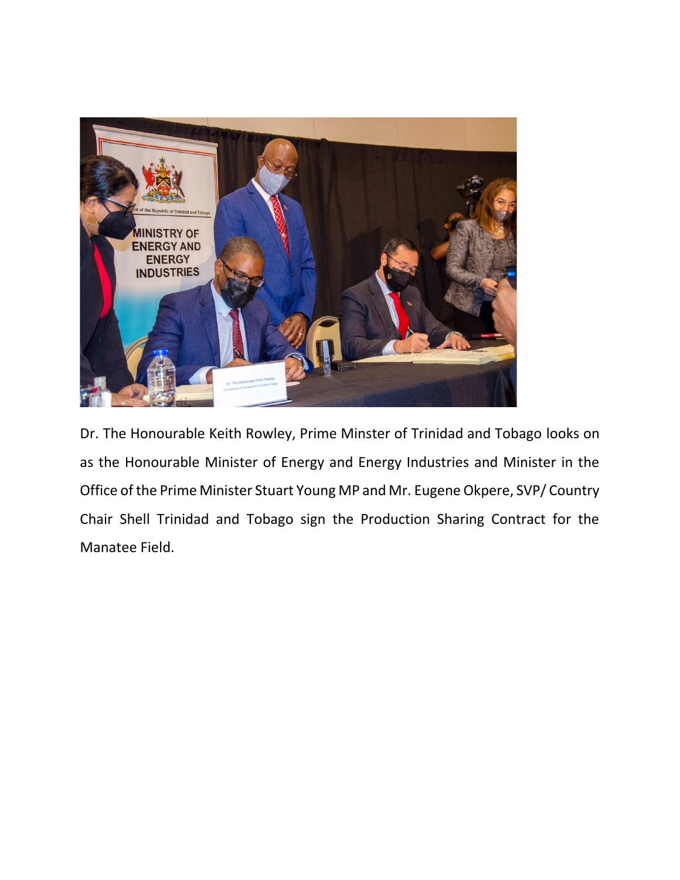Dr. The Honourable Keith Rowley, Prime Minster of Trinidad and Tobago looks on as the Honourable Minister of Energy and Energy Industries and Minister in the Office of the Prime Minister Stuart Young MP and Mr. Eugene Okpere, SVP/ Country Chair Shell Trinidad and Tobago sign the Production Sharing Contract for the Manatee Field.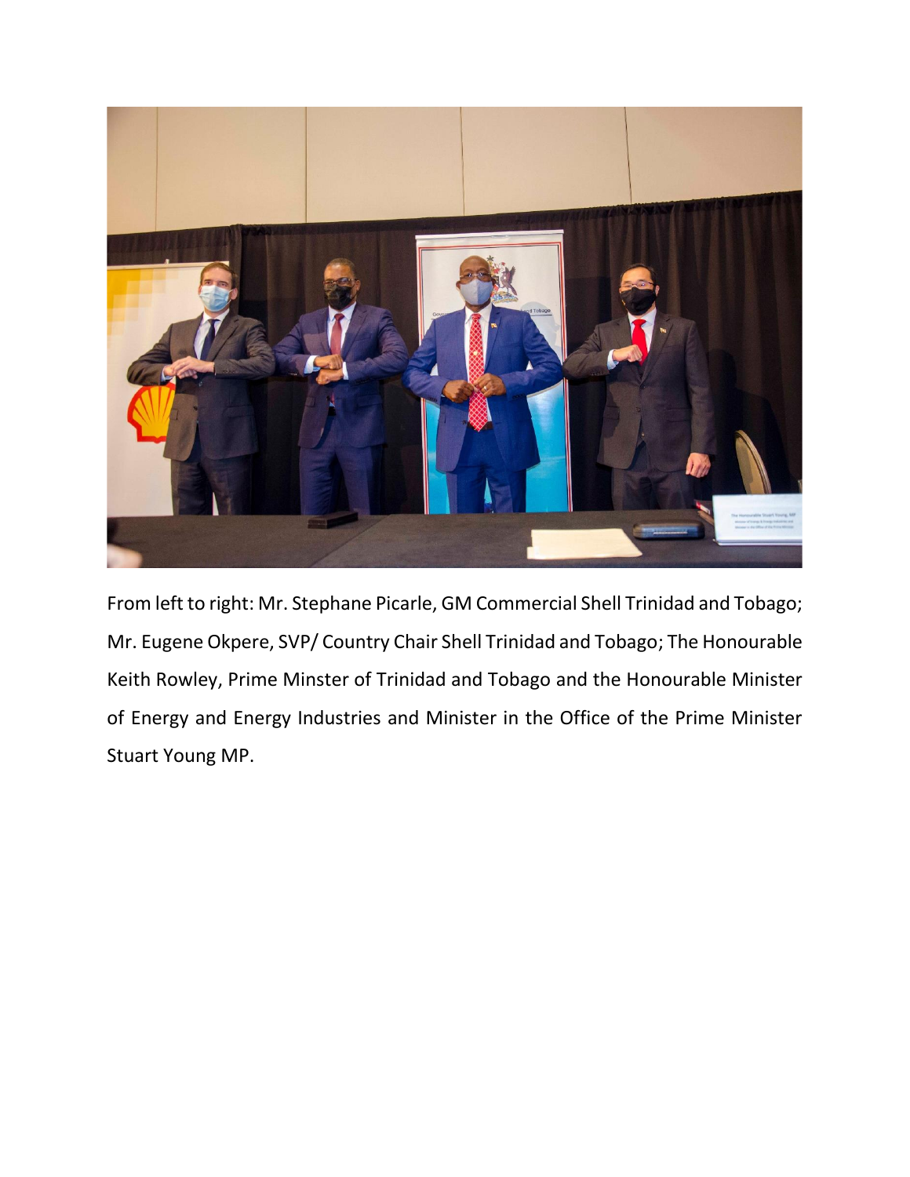From left to right: Mr. Stephane Picarle, GM Commercial Shell Trinidad and Tobago; Mr. Eugene Okpere, SVP/ Country Chair Shell Trinidad and Tobago; The Honourable Keith Rowley, Prime Minster of Trinidad and Tobago and the Honourable Minister of Energy and Energy Industries and Minister in the Office of the Prime Minister Stuart Young MP.